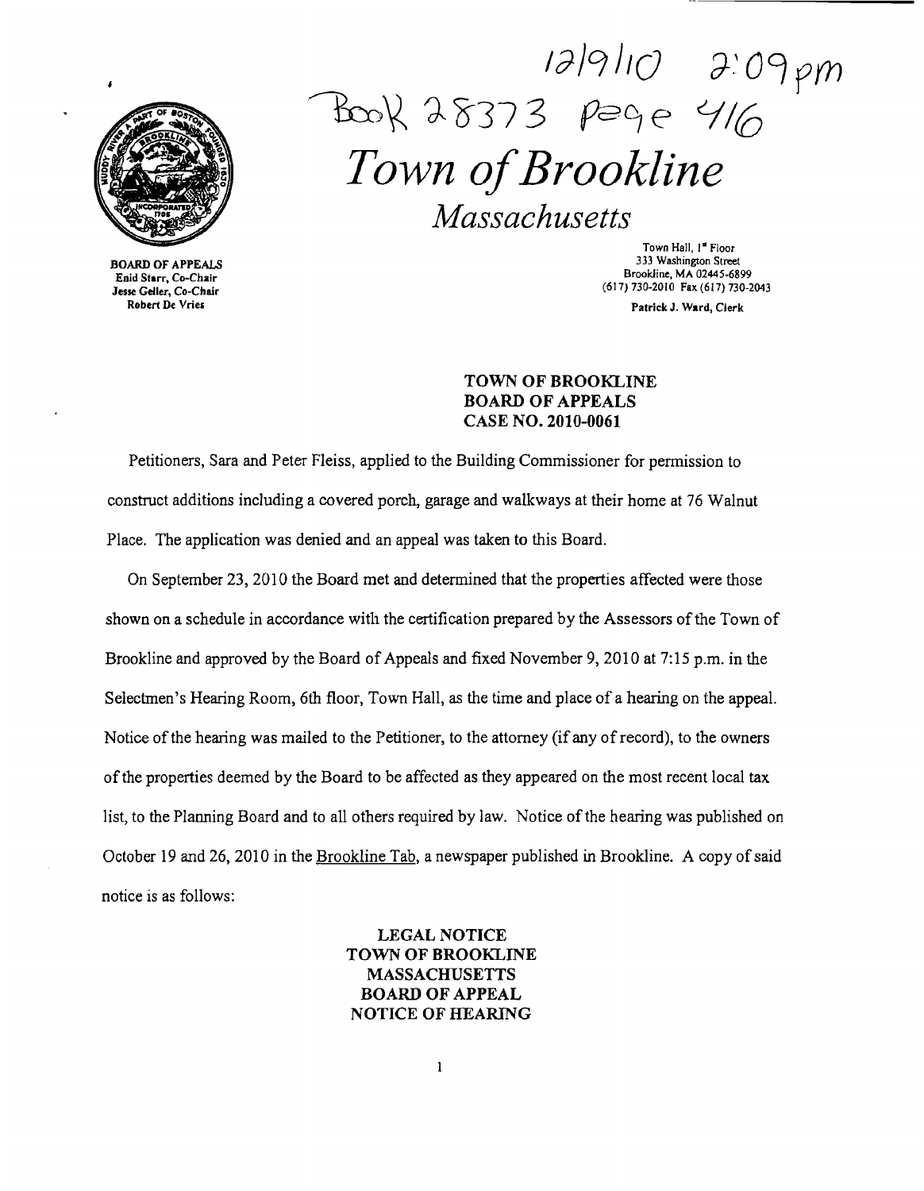12/9/10 2:09pm

Book 28373 Page 416

# *Town of Brookline*

## *Massachusetts*

BOARD OF APPEALS
Enid Starr, Co-Chair
Jesse Geller, Co-Chair
Robert De Vries

Town Hall, 1st Floor
333 Washington Street
Brookline, MA 02445-6899
(617) 730-2010 Fax (617) 730-2043

Patrick J. Ward, Clerk

**TOWN OF BROOKLINE**
**BOARD OF APPEALS**
**CASE NO. 2010-0061**

Petitioners, Sara and Peter Fleiss, applied to the Building Commissioner for permission to construct additions including a covered porch, garage and walkways at their home at 76 Walnut Place. The application was denied and an appeal was taken to this Board.

On September 23, 2010 the Board met and determined that the properties affected were those shown on a schedule in accordance with the certification prepared by the Assessors of the Town of Brookline and approved by the Board of Appeals and fixed November 9, 2010 at 7:15 p.m. in the Selectmen's Hearing Room, 6th floor, Town Hall, as the time and place of a hearing on the appeal. Notice of the hearing was mailed to the Petitioner, to the attorney (if any of record), to the owners of the properties deemed by the Board to be affected as they appeared on the most recent local tax list, to the Planning Board and to all others required by law. Notice of the hearing was published on October 19 and 26, 2010 in the Brookline Tab, a newspaper published in Brookline. A copy of said notice is as follows:

**LEGAL NOTICE**
**TOWN OF BROOKLINE**
**MASSACHUSETTS**
**BOARD OF APPEAL**
**NOTICE OF HEARING**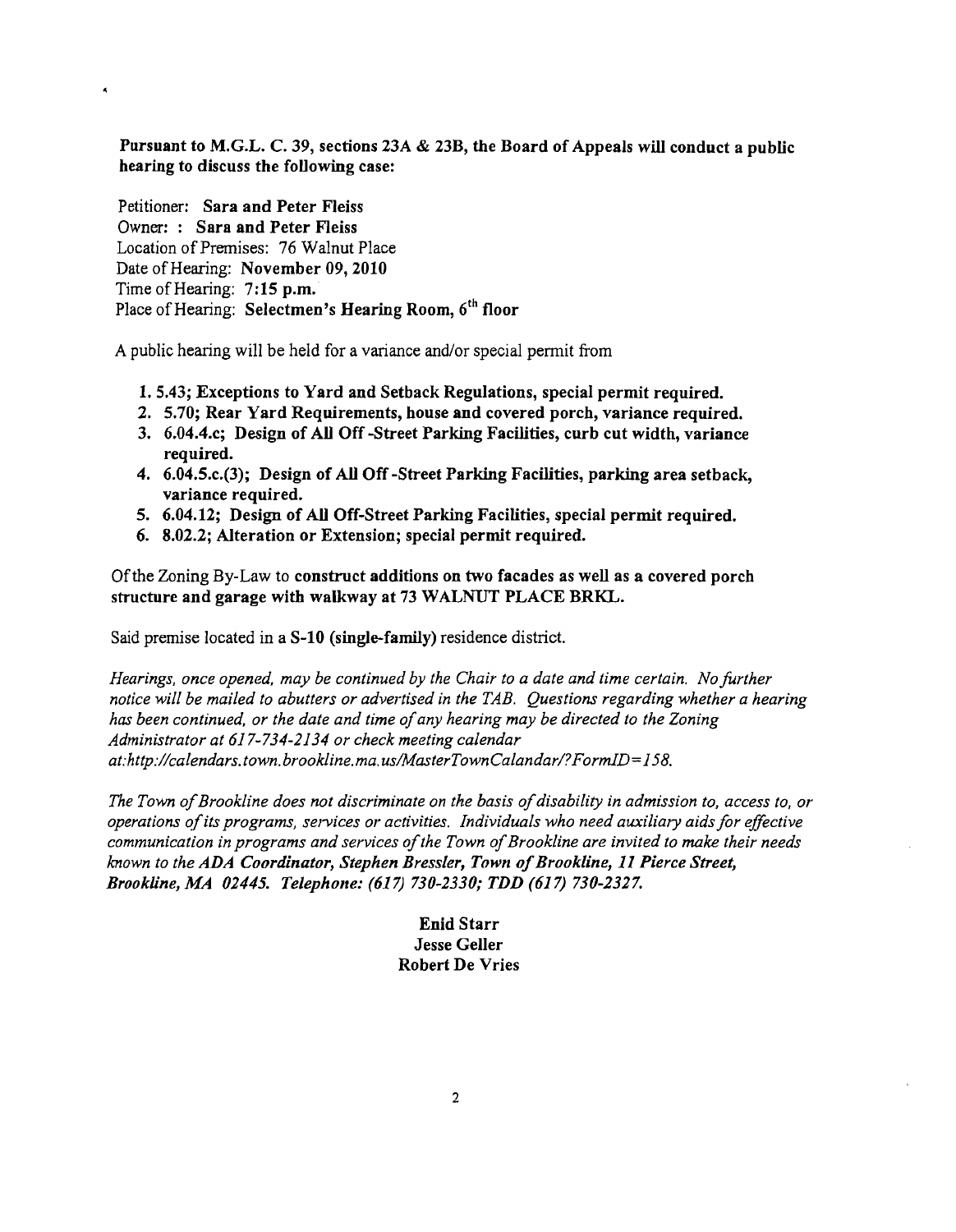**Pursuant to M.G.L. C. 39, sections 23A & 23B, the Board of Appeals will conduct a public hearing to discuss the following case:**

Petitioner: **Sara and Peter Fleiss**
Owner: : **Sara and Peter Fleiss**
Location of Premises: 76 Walnut Place
Date of Hearing: **November 09, 2010**
Time of Hearing: **7:15 p.m.**
Place of Hearing: **Selectmen's Hearing Room, 6th floor**

A public hearing will be held for a variance and/or special permit from

1. **5.43; Exceptions to Yard and Setback Regulations, special permit required.**
2. **5.70; Rear Yard Requirements, house and covered porch, variance required.**
3. **6.04.4.c; Design of All Off -Street Parking Facilities, curb cut width, variance required.**
4. **6.04.5.c.(3); Design of All Off -Street Parking Facilities, parking area setback, variance required.**
5. **6.04.12; Design of All Off-Street Parking Facilities, special permit required.**
6. **8.02.2; Alteration or Extension; special permit required.**

Of the Zoning By-Law to **construct additions on two facades as well as a covered porch structure and garage with walkway at 73 WALNUT PLACE BRKL.**

Said premise located in a **S-10 (single-family)** residence district.

*Hearings, once opened, may be continued by the Chair to a date and time certain. No further notice will be mailed to abutters or advertised in the TAB. Questions regarding whether a hearing has been continued, or the date and time of any hearing may be directed to the Zoning Administrator at 617-734-2134 or check meeting calendar at:http://calendars.town.brookline.ma.us/MasterTownCalandar/?FormID=158.*

*The Town of Brookline does not discriminate on the basis of disability in admission to, access to, or operations of its programs, services or activities. Individuals who need auxiliary aids for effective communication in programs and services of the Town of Brookline are invited to make their needs known to the ADA Coordinator, Stephen Bressler, Town of Brookline, 11 Pierce Street, Brookline, MA 02445. Telephone: (617) 730-2330; TDD (617) 730-2327.*

**Enid Starr**
**Jesse Geller**
**Robert De Vries**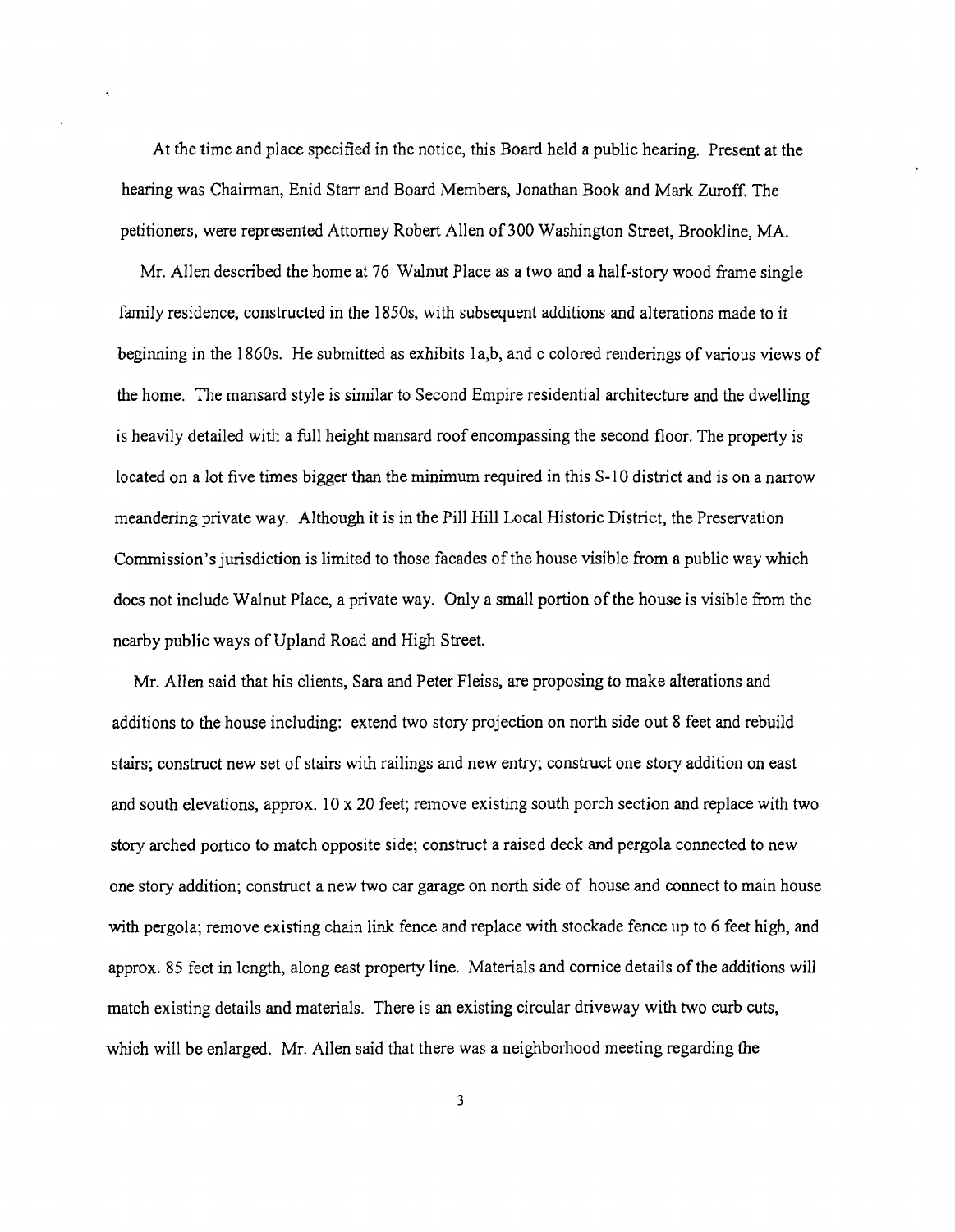At the time and place specified in the notice, this Board held a public hearing. Present at the hearing was Chairman, Enid Starr and Board Members, Jonathan Book and Mark Zuroff. The petitioners, were represented Attorney Robert Allen of 300 Washington Street, Brookline, MA.

Mr. Allen described the home at 76 Walnut Place as a two and a half-story wood frame single family residence, constructed in the 1850s, with subsequent additions and alterations made to it beginning in the 1860s. He submitted as exhibits 1a,b, and c colored renderings of various views of the home. The mansard style is similar to Second Empire residential architecture and the dwelling is heavily detailed with a full height mansard roof encompassing the second floor. The property is located on a lot five times bigger than the minimum required in this S-10 district and is on a narrow meandering private way. Although it is in the Pill Hill Local Historic District, the Preservation Commission's jurisdiction is limited to those facades of the house visible from a public way which does not include Walnut Place, a private way. Only a small portion of the house is visible from the nearby public ways of Upland Road and High Street.

Mr. Allen said that his clients, Sara and Peter Fleiss, are proposing to make alterations and additions to the house including: extend two story projection on north side out 8 feet and rebuild stairs; construct new set of stairs with railings and new entry; construct one story addition on east and south elevations, approx. 10 x 20 feet; remove existing south porch section and replace with two story arched portico to match opposite side; construct a raised deck and pergola connected to new one story addition; construct a new two car garage on north side of house and connect to main house with pergola; remove existing chain link fence and replace with stockade fence up to 6 feet high, and approx. 85 feet in length, along east property line. Materials and cornice details of the additions will match existing details and materials. There is an existing circular driveway with two curb cuts, which will be enlarged. Mr. Allen said that there was a neighborhood meeting regarding the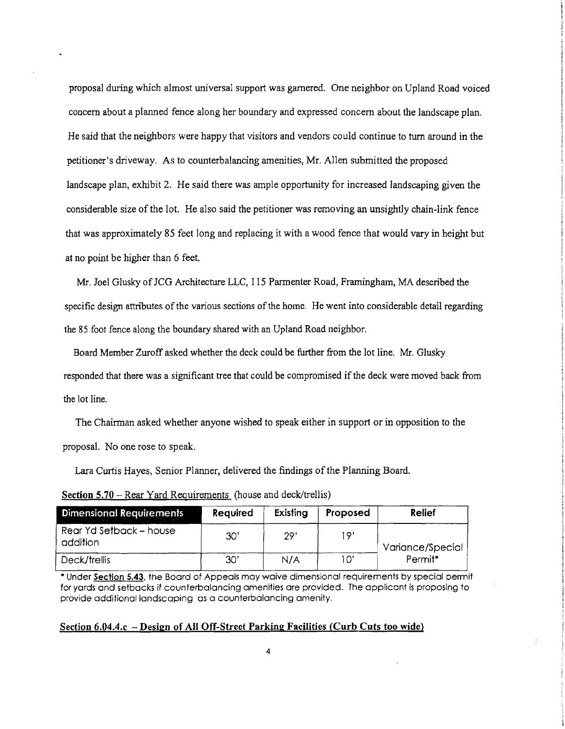proposal during which almost universal support was garnered. One neighbor on Upland Road voiced concern about a planned fence along her boundary and expressed concern about the landscape plan. He said that the neighbors were happy that visitors and vendors could continue to turn around in the petitioner's driveway. As to counterbalancing amenities, Mr. Allen submitted the proposed landscape plan, exhibit 2. He said there was ample opportunity for increased landscaping given the considerable size of the lot. He also said the petitioner was removing an unsightly chain-link fence that was approximately 85 feet long and replacing it with a wood fence that would vary in height but at no point be higher than 6 feet.

Mr. Joel Glusky of JCG Architecture LLC, 115 Parmenter Road, Framingham, MA described the specific design attributes of the various sections of the home. He went into considerable detail regarding the 85 foot fence along the boundary shared with an Upland Road neighbor.

Board Member Zuroff asked whether the deck could be further from the lot line. Mr. Glusky responded that there was a significant tree that could be compromised if the deck were moved back from the lot line.

The Chairman asked whether anyone wished to speak either in support or in opposition to the proposal. No one rose to speak.

Lara Curtis Hayes, Senior Planner, delivered the findings of the Planning Board.

**Section 5.70** – Rear Yard Requirements (house and deck/trellis)

| Dimensional Requirements | Required | Existing | Proposed | Relief |
|---|---|---|---|---|
| Rear Yd Setback – house addition | 30' | 29' | 19' | Variance/Special Permit* |
| Deck/trellis | 30' | N/A | 10' | |

* Under **Section 5.43**, the Board of Appeals may waive dimensional requirements by special permit for yards and setbacks if counterbalancing amenities are provided. The applicant is proposing to provide additional landscaping as a counterbalancing amenity.

**Section 6.04.4.c – Design of All Off-Street Parking Facilities (Curb Cuts too wide)**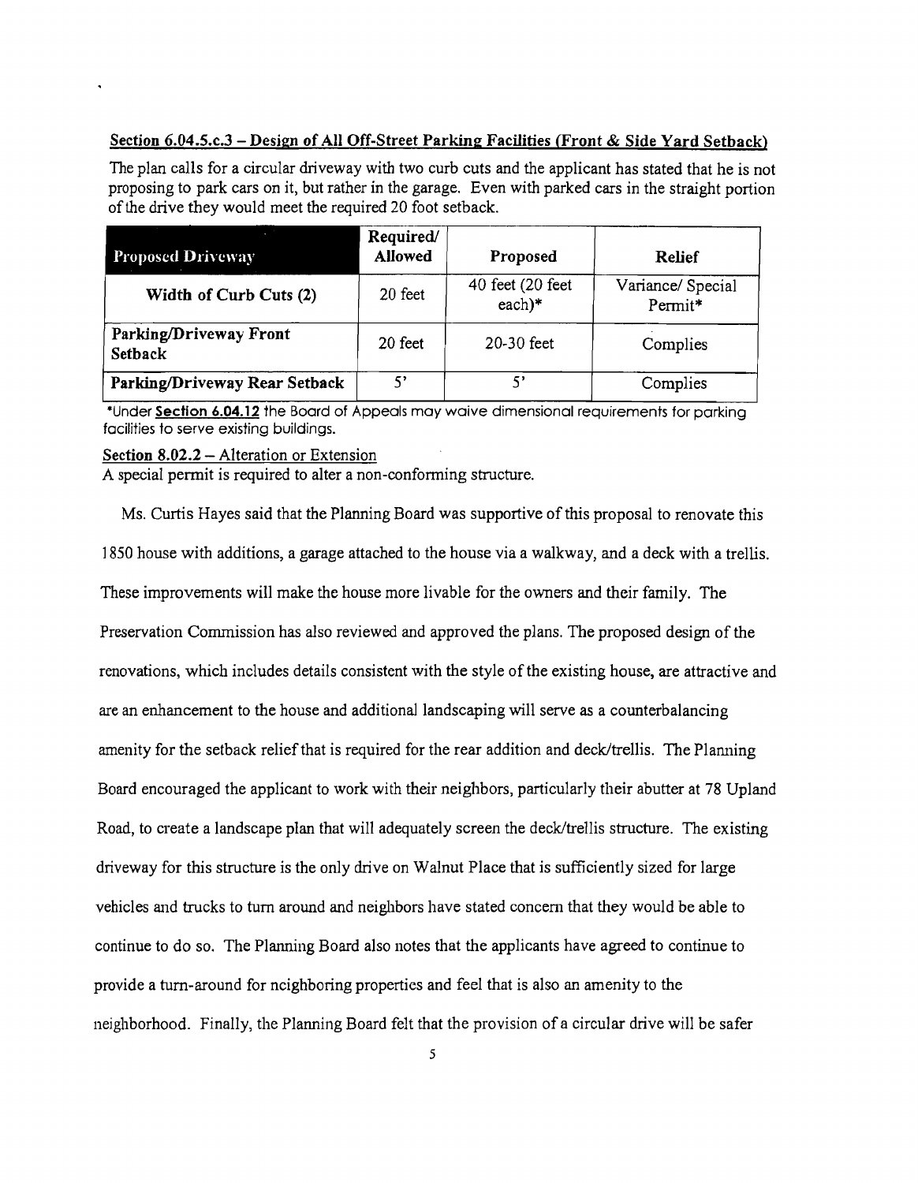**Section 6.04.5.c.3 – Design of All Off-Street Parking Facilities (Front & Side Yard Setback)**

The plan calls for a circular driveway with two curb cuts and the applicant has stated that he is not proposing to park cars on it, but rather in the garage. Even with parked cars in the straight portion of the drive they would meet the required 20 foot setback.

| Proposed Driveway | Required/ Allowed | Proposed | Relief |
|---|---|---|---|
| Width of Curb Cuts (2) | 20 feet | 40 feet (20 feet each)* | Variance/ Special Permit* |
| Parking/Driveway Front Setback | 20 feet | 20-30 feet | Complies |
| Parking/Driveway Rear Setback | 5' | 5' | Complies |

*Under **Section 6.04.12** the Board of Appeals may waive dimensional requirements for parking facilities to serve existing buildings.

**Section 8.02.2** – Alteration or Extension
A special permit is required to alter a non-conforming structure.

Ms. Curtis Hayes said that the Planning Board was supportive of this proposal to renovate this 1850 house with additions, a garage attached to the house via a walkway, and a deck with a trellis. These improvements will make the house more livable for the owners and their family. The Preservation Commission has also reviewed and approved the plans. The proposed design of the renovations, which includes details consistent with the style of the existing house, are attractive and are an enhancement to the house and additional landscaping will serve as a counterbalancing amenity for the setback relief that is required for the rear addition and deck/trellis. The Planning Board encouraged the applicant to work with their neighbors, particularly their abutter at 78 Upland Road, to create a landscape plan that will adequately screen the deck/trellis structure. The existing driveway for this structure is the only drive on Walnut Place that is sufficiently sized for large vehicles and trucks to turn around and neighbors have stated concern that they would be able to continue to do so. The Planning Board also notes that the applicants have agreed to continue to provide a turn-around for neighboring properties and feel that is also an amenity to the neighborhood. Finally, the Planning Board felt that the provision of a circular drive will be safer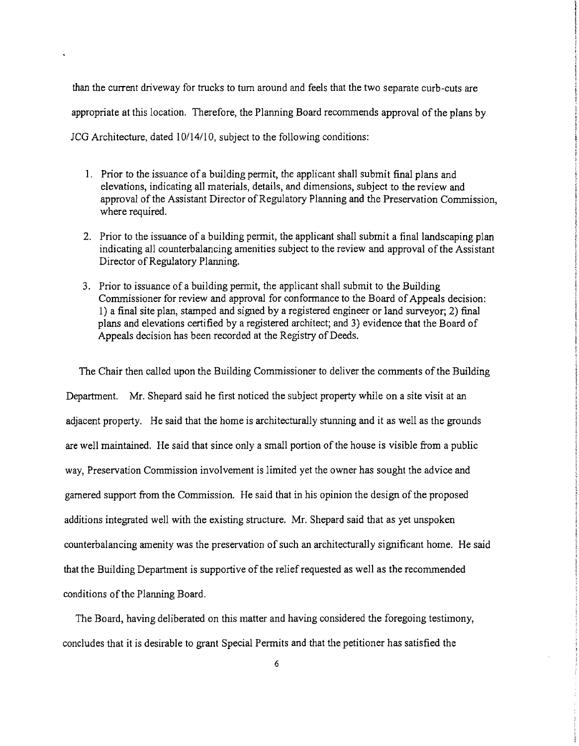than the current driveway for trucks to turn around and feels that the two separate curb-cuts are appropriate at this location. Therefore, the Planning Board recommends approval of the plans by JCG Architecture, dated 10/14/10, subject to the following conditions:

1. Prior to the issuance of a building permit, the applicant shall submit final plans and elevations, indicating all materials, details, and dimensions, subject to the review and approval of the Assistant Director of Regulatory Planning and the Preservation Commission, where required.

2. Prior to the issuance of a building permit, the applicant shall submit a final landscaping plan indicating all counterbalancing amenities subject to the review and approval of the Assistant Director of Regulatory Planning.

3. Prior to issuance of a building permit, the applicant shall submit to the Building Commissioner for review and approval for conformance to the Board of Appeals decision: 1) a final site plan, stamped and signed by a registered engineer or land surveyor; 2) final plans and elevations certified by a registered architect; and 3) evidence that the Board of Appeals decision has been recorded at the Registry of Deeds.

The Chair then called upon the Building Commissioner to deliver the comments of the Building Department. Mr. Shepard said he first noticed the subject property while on a site visit at an adjacent property. He said that the home is architecturally stunning and it as well as the grounds are well maintained. He said that since only a small portion of the house is visible from a public way, Preservation Commission involvement is limited yet the owner has sought the advice and garnered support from the Commission. He said that in his opinion the design of the proposed additions integrated well with the existing structure. Mr. Shepard said that as yet unspoken counterbalancing amenity was the preservation of such an architecturally significant home. He said that the Building Department is supportive of the relief requested as well as the recommended conditions of the Planning Board.

The Board, having deliberated on this matter and having considered the foregoing testimony, concludes that it is desirable to grant Special Permits and that the petitioner has satisfied the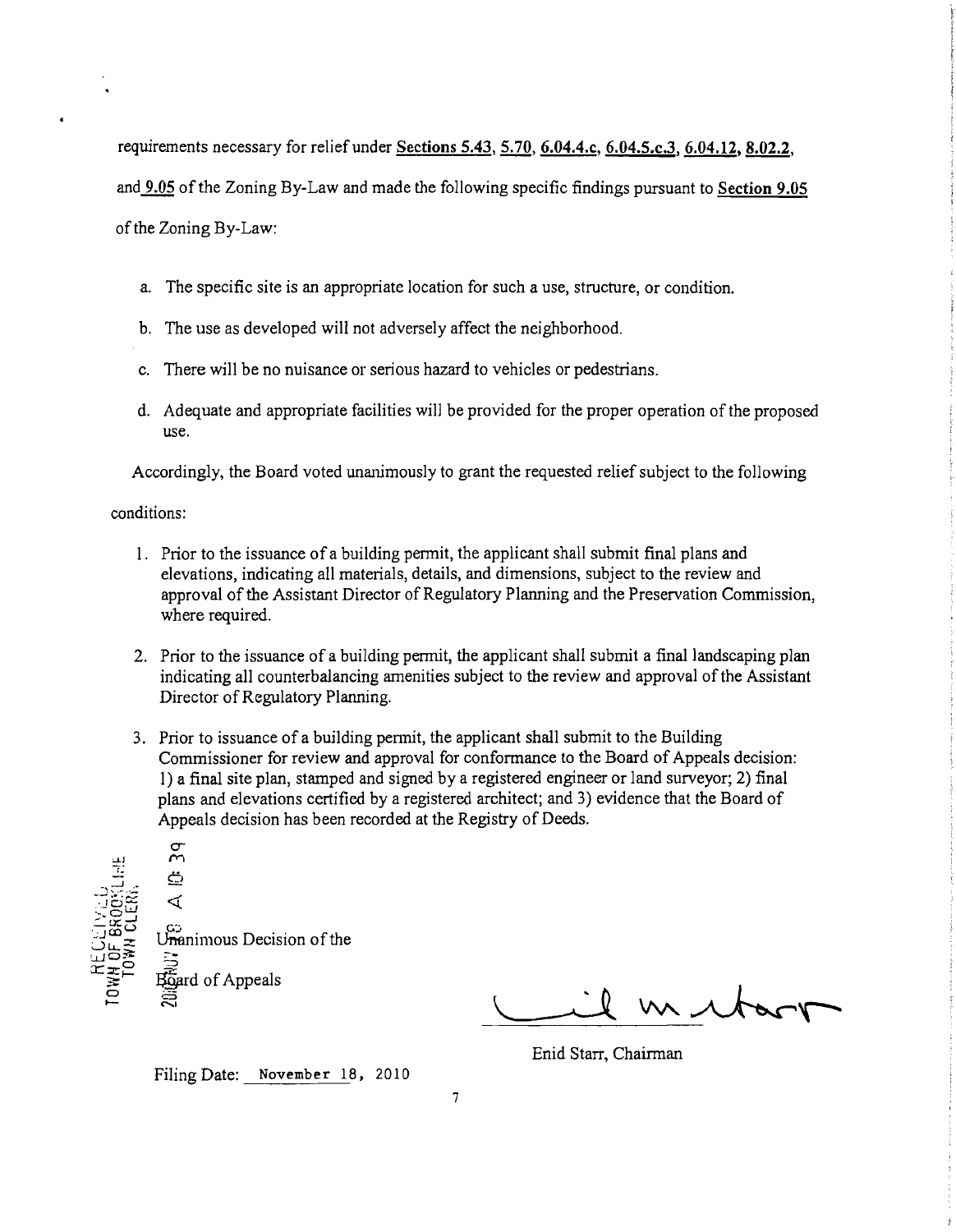requirements necessary for relief under **Sections 5.43**, **5.70**, **6.04.4.c**, **6.04.5.c.3**, **6.04.12**, **8.02.2**, and **9.05** of the Zoning By-Law and made the following specific findings pursuant to **Section 9.05** of the Zoning By-Law:

a. The specific site is an appropriate location for such a use, structure, or condition.

b. The use as developed will not adversely affect the neighborhood.

c. There will be no nuisance or serious hazard to vehicles or pedestrians.

d. Adequate and appropriate facilities will be provided for the proper operation of the proposed use.

Accordingly, the Board voted unanimously to grant the requested relief subject to the following conditions:

1. Prior to the issuance of a building permit, the applicant shall submit final plans and elevations, indicating all materials, details, and dimensions, subject to the review and approval of the Assistant Director of Regulatory Planning and the Preservation Commission, where required.

2. Prior to the issuance of a building permit, the applicant shall submit a final landscaping plan indicating all counterbalancing amenities subject to the review and approval of the Assistant Director of Regulatory Planning.

3. Prior to issuance of a building permit, the applicant shall submit to the Building Commissioner for review and approval for conformance to the Board of Appeals decision: 1) a final site plan, stamped and signed by a registered engineer or land surveyor; 2) final plans and elevations certified by a registered architect; and 3) evidence that the Board of Appeals decision has been recorded at the Registry of Deeds.

RECEIVED TOWN OF BROOKLINE TOWN CLERK 2010 NOV 18 A 10:39

Unanimous Decision of the Board of Appeals

Enid Starr, Chairman

Filing Date: November 18, 2010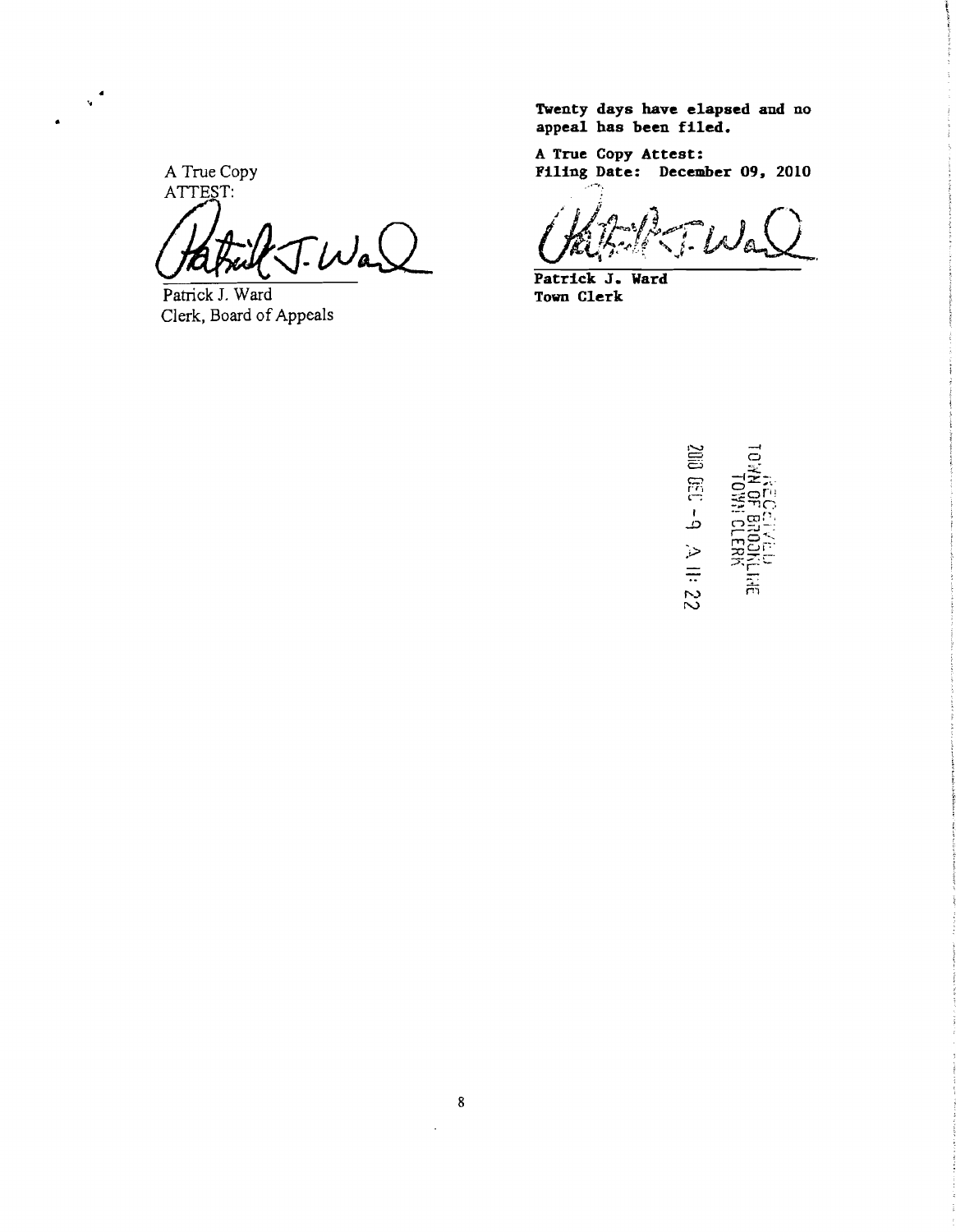A True Copy
ATTEST:

Patrick J. Ward
Clerk, Board of Appeals

**Twenty days have elapsed and no appeal has been filed.**

**A True Copy Attest:**
**Filing Date: December 09, 2010**

**Patrick J. Ward**
**Town Clerk**

RECEIVED
TOWN OF BROOKLINE
TOWN CLERK

2010 DEC -9 A 11: 22